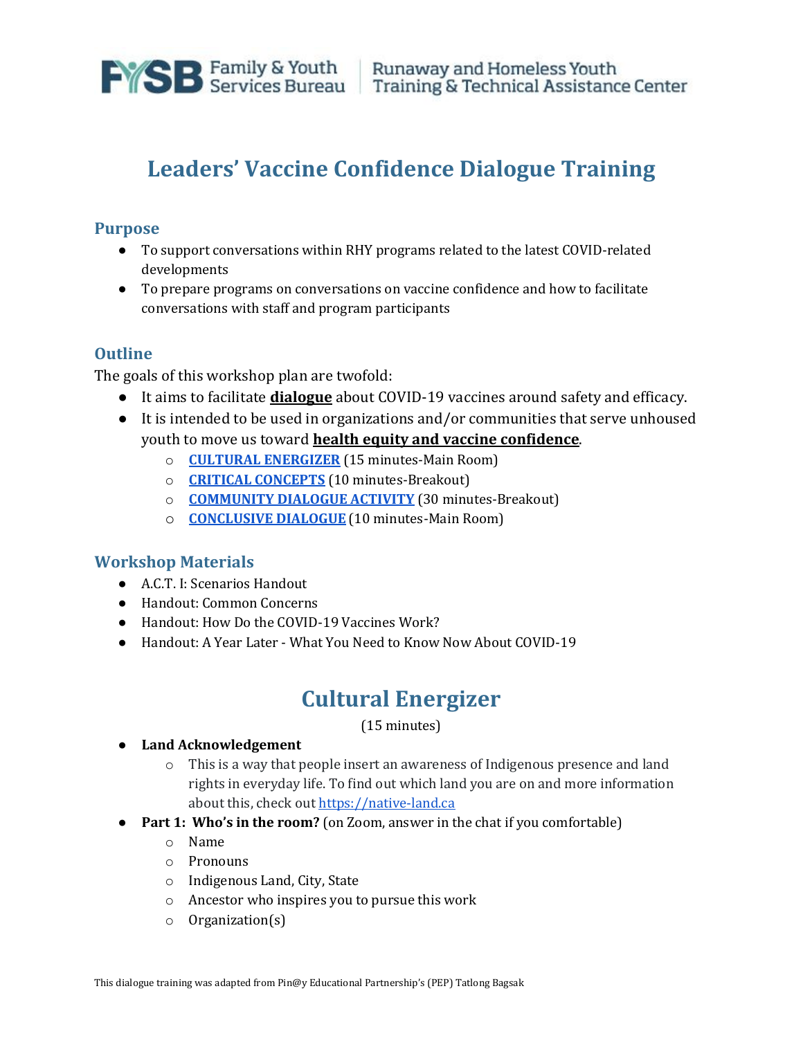Family & Youth Services Bureau | Runaway and Homeless Youth Training & Technical Assistance Center

# Leaders' Vaccine Confidence Dialogue Training

## Purpose

- To support conversations within RHY programs related to the latest COVID-related developments
- To prepare programs on conversations on vaccine confidence and how to facilitate conversations with staff and program participants

## Outline

The goals of this workshop plan are twofold:

- It aims to facilitate **dialogue** about COVID-19 vaccines around safety and efficacy.
- It is intended to be used in organizations and/or communities that serve unhoused youth to move us toward **health equity and vaccine confidence**.
  - **CULTURAL ENERGIZER** (15 minutes-Main Room)
  - **CRITICAL CONCEPTS** (10 minutes-Breakout)
  - **COMMUNITY DIALOGUE ACTIVITY** (30 minutes-Breakout)
  - **CONCLUSIVE DIALOGUE** (10 minutes-Main Room)

## Workshop Materials

- A.C.T. I: Scenarios Handout
- Handout: Common Concerns
- Handout: How Do the COVID-19 Vaccines Work?
- Handout: A Year Later - What You Need to Know Now About COVID-19

## Cultural Energizer

(15 minutes)

- **Land Acknowledgement**
  - This is a way that people insert an awareness of Indigenous presence and land rights in everyday life. To find out which land you are on and more information about this, check out https://native-land.ca
- **Part 1: Who's in the room?** (on Zoom, answer in the chat if you comfortable)
  - Name
  - Pronouns
  - Indigenous Land, City, State
  - Ancestor who inspires you to pursue this work
  - Organization(s)

This dialogue training was adapted from Pin@y Educational Partnership's (PEP) Tatlong Bagsak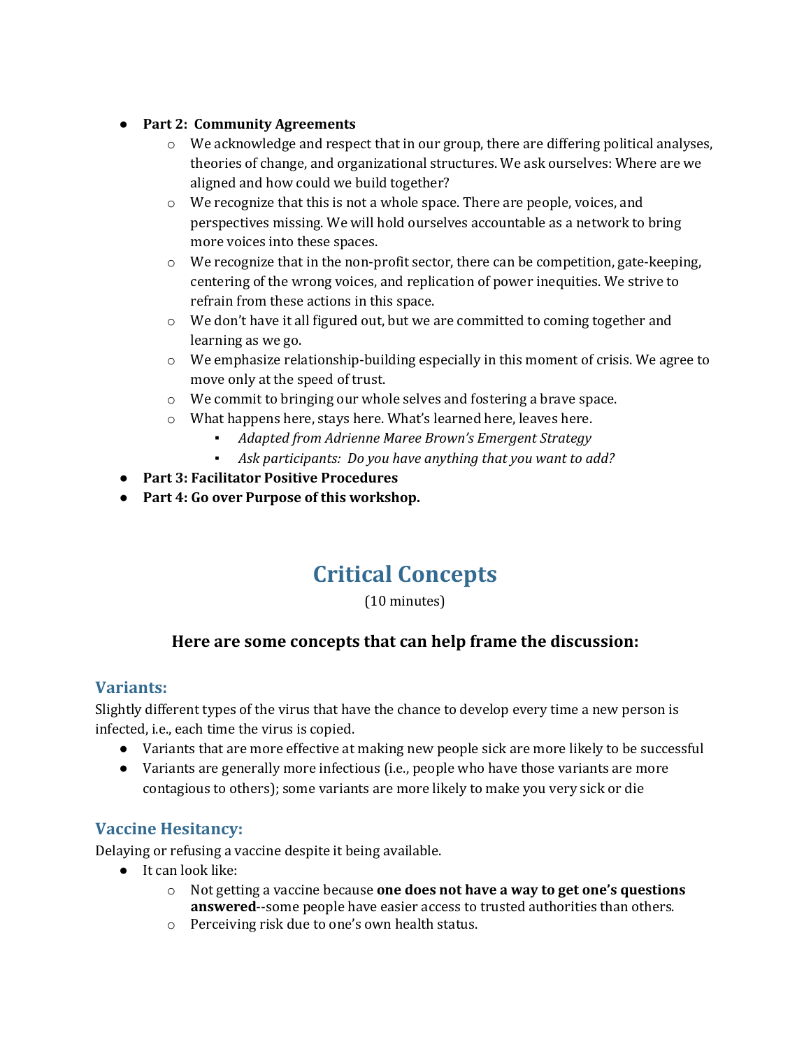- **Part 2: Community Agreements**
    - We acknowledge and respect that in our group, there are differing political analyses, theories of change, and organizational structures. We ask ourselves: Where are we aligned and how could we build together?
    - We recognize that this is not a whole space. There are people, voices, and perspectives missing. We will hold ourselves accountable as a network to bring more voices into these spaces.
    - We recognize that in the non-profit sector, there can be competition, gate-keeping, centering of the wrong voices, and replication of power inequities. We strive to refrain from these actions in this space.
    - We don't have it all figured out, but we are committed to coming together and learning as we go.
    - We emphasize relationship-building especially in this moment of crisis. We agree to move only at the speed of trust.
    - We commit to bringing our whole selves and fostering a brave space.
    - What happens here, stays here. What's learned here, leaves here.
        - *Adapted from Adrienne Maree Brown's Emergent Strategy*
        - *Ask participants: Do you have anything that you want to add?*
- **Part 3: Facilitator Positive Procedures**
- **Part 4: Go over Purpose of this workshop.**

# Critical Concepts

(10 minutes)

### Here are some concepts that can help frame the discussion:

## Variants:

Slightly different types of the virus that have the chance to develop every time a new person is infected, i.e., each time the virus is copied.

- Variants that are more effective at making new people sick are more likely to be successful
- Variants are generally more infectious (i.e., people who have those variants are more contagious to others); some variants are more likely to make you very sick or die

## Vaccine Hesitancy:

Delaying or refusing a vaccine despite it being available.

- It can look like:
    - Not getting a vaccine because **one does not have a way to get one's questions answered**--some people have easier access to trusted authorities than others.
    - Perceiving risk due to one's own health status.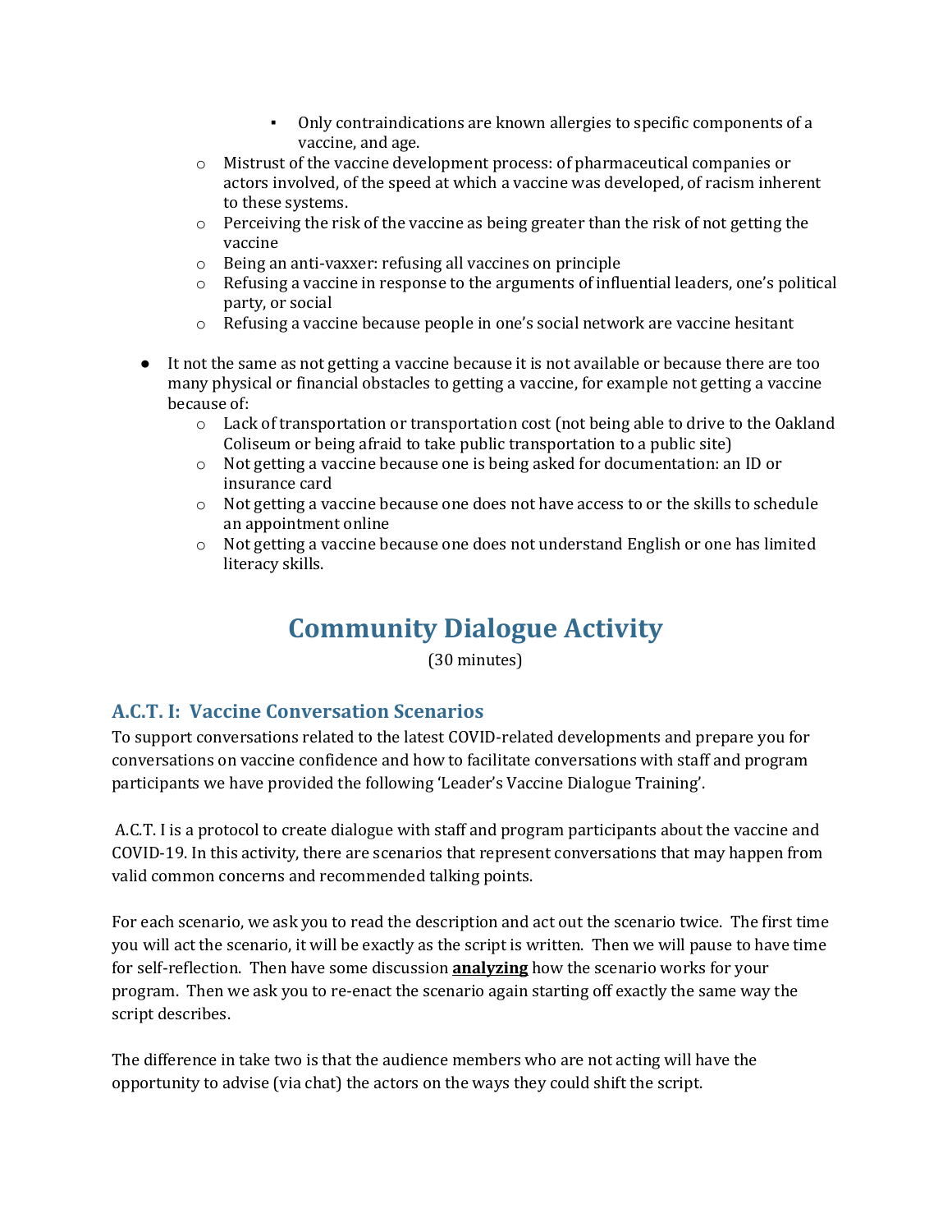- Only contraindications are known allergies to specific components of a vaccine, and age.
    - Mistrust of the vaccine development process: of pharmaceutical companies or actors involved, of the speed at which a vaccine was developed, of racism inherent to these systems.
    - Perceiving the risk of the vaccine as being greater than the risk of not getting the vaccine
    - Being an anti-vaxxer: refusing all vaccines on principle
    - Refusing a vaccine in response to the arguments of influential leaders, one's political party, or social
    - Refusing a vaccine because people in one's social network are vaccine hesitant

- It not the same as not getting a vaccine because it is not available or because there are too many physical or financial obstacles to getting a vaccine, for example not getting a vaccine because of:
    - Lack of transportation or transportation cost (not being able to drive to the Oakland Coliseum or being afraid to take public transportation to a public site)
    - Not getting a vaccine because one is being asked for documentation: an ID or insurance card
    - Not getting a vaccine because one does not have access to or the skills to schedule an appointment online
    - Not getting a vaccine because one does not understand English or one has limited literacy skills.

# Community Dialogue Activity

(30 minutes)

## A.C.T. I: Vaccine Conversation Scenarios

To support conversations related to the latest COVID-related developments and prepare you for conversations on vaccine confidence and how to facilitate conversations with staff and program participants we have provided the following 'Leader's Vaccine Dialogue Training'.

A.C.T. I is a protocol to create dialogue with staff and program participants about the vaccine and COVID-19. In this activity, there are scenarios that represent conversations that may happen from valid common concerns and recommended talking points.

For each scenario, we ask you to read the description and act out the scenario twice. The first time you will act the scenario, it will be exactly as the script is written. Then we will pause to have time for self-reflection. Then have some discussion **analyzing** how the scenario works for your program. Then we ask you to re-enact the scenario again starting off exactly the same way the script describes.

The difference in take two is that the audience members who are not acting will have the opportunity to advise (via chat) the actors on the ways they could shift the script.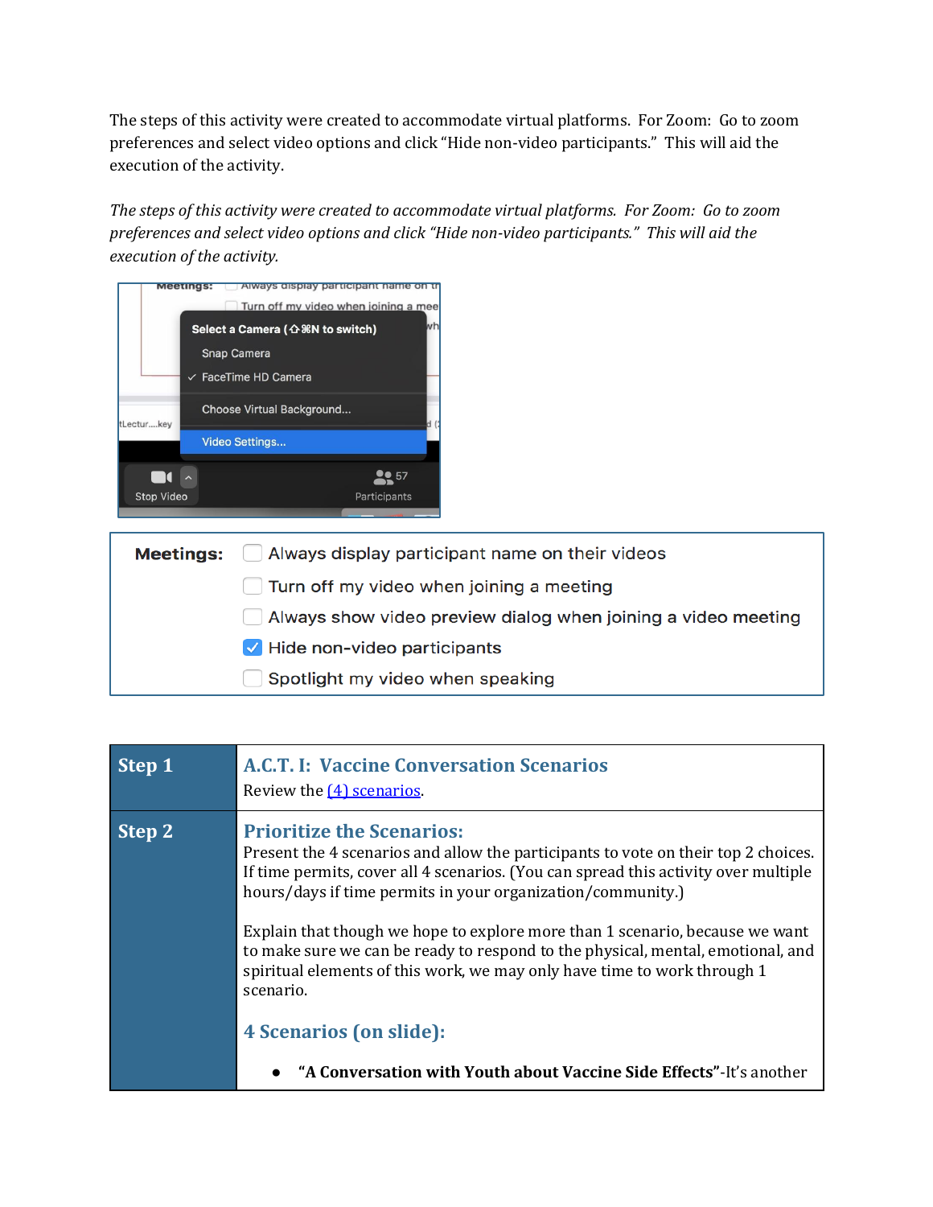The steps of this activity were created to accommodate virtual platforms. For Zoom: Go to zoom preferences and select video options and click "Hide non-video participants." This will aid the execution of the activity.

*The steps of this activity were created to accommodate virtual platforms. For Zoom: Go to zoom preferences and select video options and click "Hide non-video participants." This will aid the execution of the activity.*

| | |
|---|---|
| **Step 1** | **A.C.T. I: Vaccine Conversation Scenarios**<br>Review the [(4) scenarios]. |
| **Step 2** | **Prioritize the Scenarios:**<br>Present the 4 scenarios and allow the participants to vote on their top 2 choices. If time permits, cover all 4 scenarios. (You can spread this activity over multiple hours/days if time permits in your organization/community.)<br><br>Explain that though we hope to explore more than 1 scenario, because we want to make sure we can be ready to respond to the physical, mental, emotional, and spiritual elements of this work, we may only have time to work through 1 scenario.<br><br>**4 Scenarios (on slide):**<br><br>• **"A Conversation with Youth about Vaccine Side Effects"**-It's another |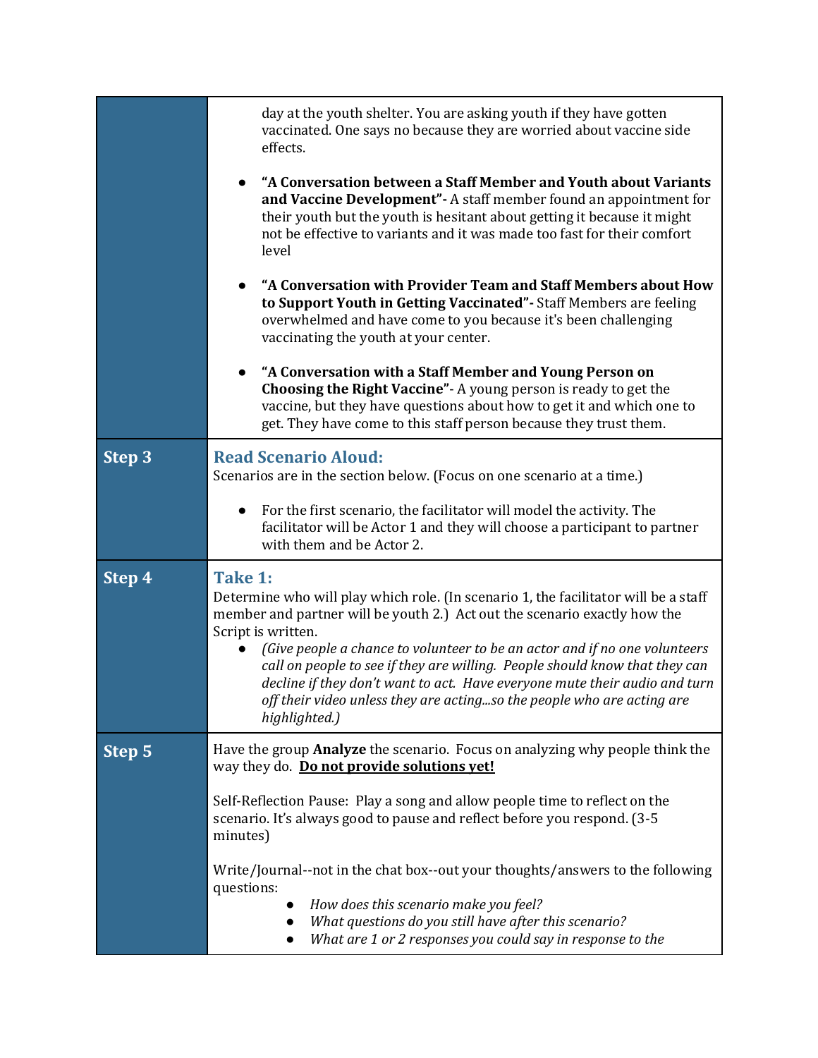| | |
|---|---|
| | day at the youth shelter. You are asking youth if they have gotten vaccinated. One says no because they are worried about vaccine side effects.<br><br>● **"A Conversation between a Staff Member and Youth about Variants and Vaccine Development"-** A staff member found an appointment for their youth but the youth is hesitant about getting it because it might not be effective to variants and it was made too fast for their comfort level<br><br>● **"A Conversation with Provider Team and Staff Members about How to Support Youth in Getting Vaccinated"-** Staff Members are feeling overwhelmed and have come to you because it's been challenging vaccinating the youth at your center.<br><br>● **"A Conversation with a Staff Member and Young Person on Choosing the Right Vaccine"**- A young person is ready to get the vaccine, but they have questions about how to get it and which one to get. They have come to this staff person because they trust them. |
| **Step 3** | **Read Scenario Aloud:**<br>Scenarios are in the section below. (Focus on one scenario at a time.)<br><br>● For the first scenario, the facilitator will model the activity. The facilitator will be Actor 1 and they will choose a participant to partner with them and be Actor 2. |
| **Step 4** | **Take 1:**<br>Determine who will play which role. (In scenario 1, the facilitator will be a staff member and partner will be youth 2.) Act out the scenario exactly how the Script is written.<br>● *(Give people a chance to volunteer to be an actor and if no one volunteers call on people to see if they are willing. People should know that they can decline if they don't want to act. Have everyone mute their audio and turn off their video unless they are acting...so the people who are acting are highlighted.)* |
| **Step 5** | Have the group **Analyze** the scenario. Focus on analyzing why people think the way they do. **<u>Do not provide solutions yet!</u>**<br><br>Self-Reflection Pause: Play a song and allow people time to reflect on the scenario. It's always good to pause and reflect before you respond. (3-5 minutes)<br><br>Write/Journal--not in the chat box--out your thoughts/answers to the following questions:<br>● *How does this scenario make you feel?*<br>● *What questions do you still have after this scenario?*<br>● *What are 1 or 2 responses you could say in response to the* |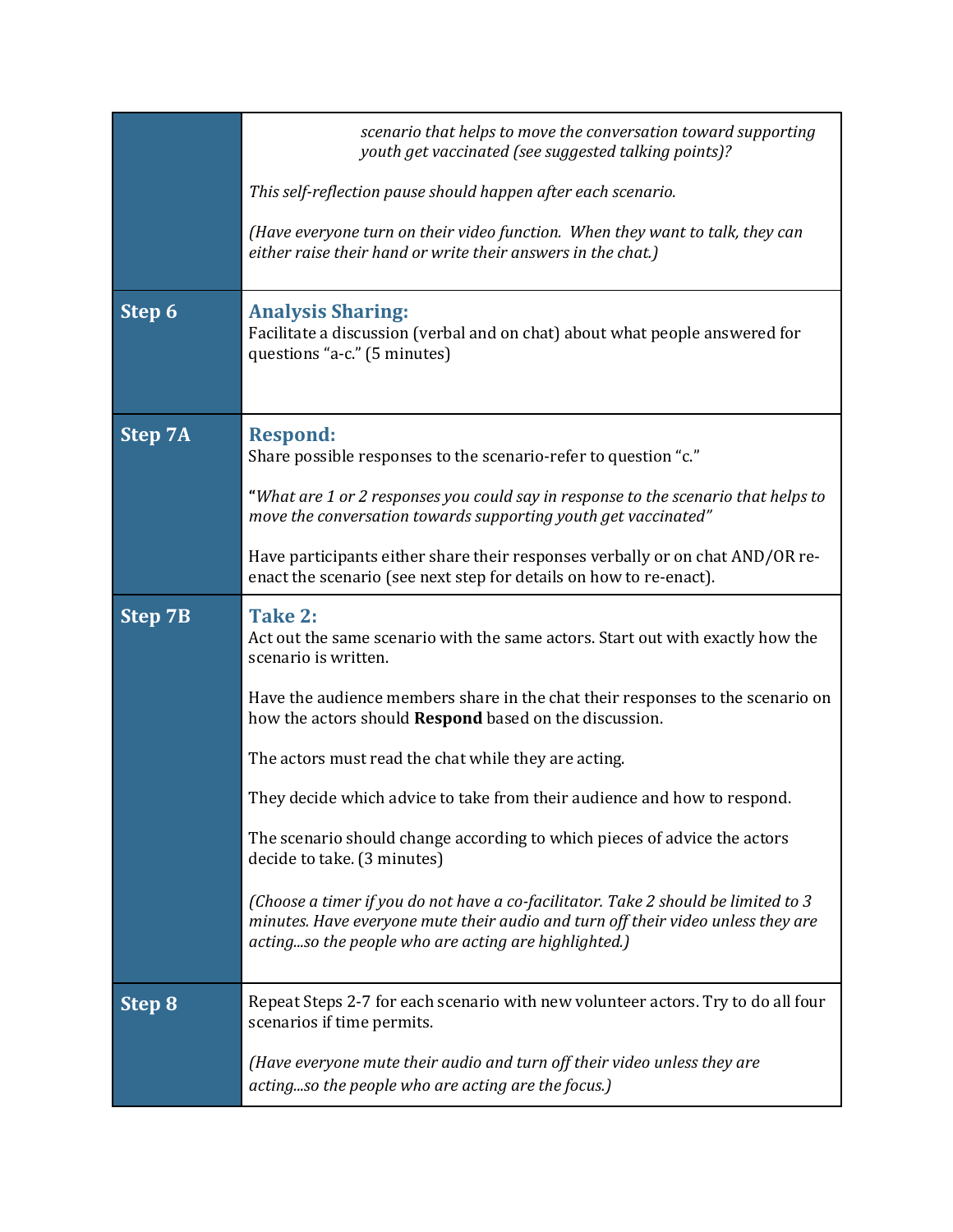| | |
|---|---|
| | *scenario that helps to move the conversation toward supporting youth get vaccinated (see suggested talking points)?*<br><br>*This self-reflection pause should happen after each scenario.*<br><br>*(Have everyone turn on their video function. When they want to talk, they can either raise their hand or write their answers in the chat.)* |
| **Step 6** | **Analysis Sharing:**<br>Facilitate a discussion (verbal and on chat) about what people answered for questions "a-c." (5 minutes) |
| **Step 7A** | **Respond:**<br>Share possible responses to the scenario-refer to question "c."<br><br>"*What are 1 or 2 responses you could say in response to the scenario that helps to move the conversation towards supporting youth get vaccinated"*<br><br>Have participants either share their responses verbally or on chat AND/OR re-enact the scenario (see next step for details on how to re-enact). |
| **Step 7B** | **Take 2:**<br>Act out the same scenario with the same actors. Start out with exactly how the scenario is written.<br><br>Have the audience members share in the chat their responses to the scenario on how the actors should **Respond** based on the discussion.<br><br>The actors must read the chat while they are acting.<br><br>They decide which advice to take from their audience and how to respond.<br><br>The scenario should change according to which pieces of advice the actors decide to take. (3 minutes)<br><br>*(Choose a timer if you do not have a co-facilitator. Take 2 should be limited to 3 minutes. Have everyone mute their audio and turn off their video unless they are acting...so the people who are acting are highlighted.)* |
| **Step 8** | Repeat Steps 2-7 for each scenario with new volunteer actors. Try to do all four scenarios if time permits.<br><br>*(Have everyone mute their audio and turn off their video unless they are acting...so the people who are acting are the focus.)* |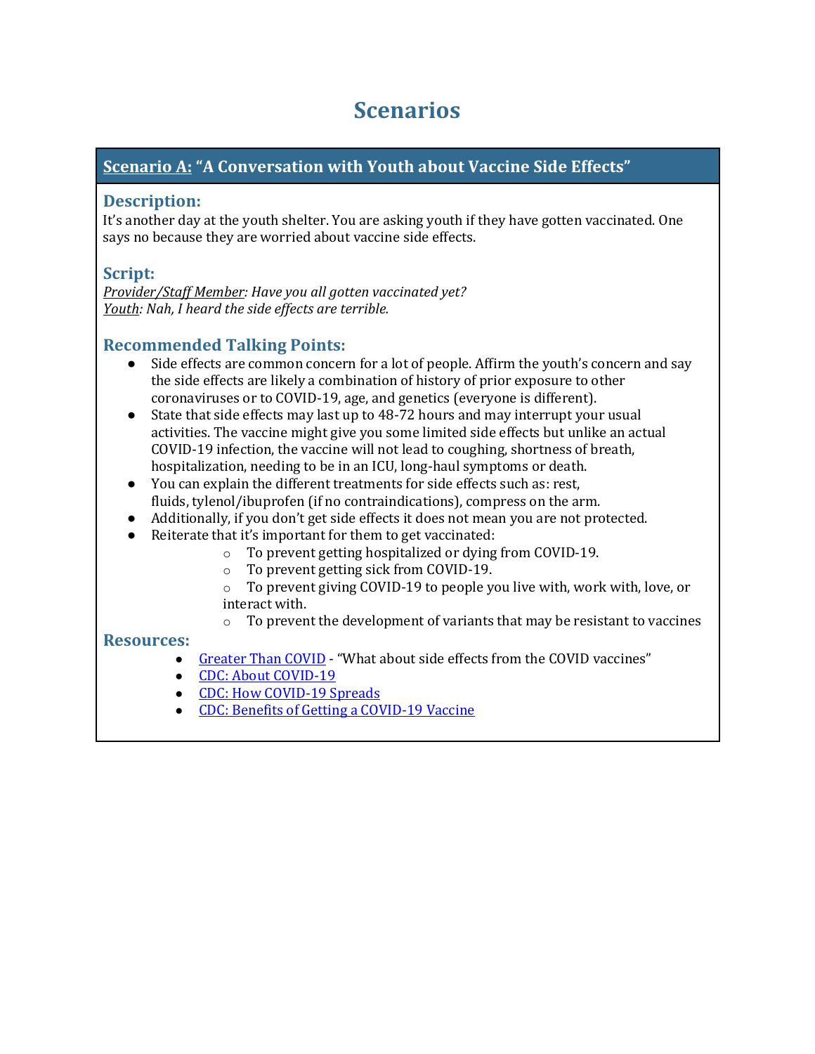# Scenarios

## Scenario A: "A Conversation with Youth about Vaccine Side Effects"

### Description:

It's another day at the youth shelter. You are asking youth if they have gotten vaccinated. One says no because they are worried about vaccine side effects.

### Script:

*Provider/Staff Member: Have you all gotten vaccinated yet?*
*Youth: Nah, I heard the side effects are terrible.*

### Recommended Talking Points:

- Side effects are common concern for a lot of people. Affirm the youth's concern and say the side effects are likely a combination of history of prior exposure to other coronaviruses or to COVID-19, age, and genetics (everyone is different).
- State that side effects may last up to 48-72 hours and may interrupt your usual activities. The vaccine might give you some limited side effects but unlike an actual COVID-19 infection, the vaccine will not lead to coughing, shortness of breath, hospitalization, needing to be in an ICU, long-haul symptoms or death.
- You can explain the different treatments for side effects such as: rest, fluids, tylenol/ibuprofen (if no contraindications), compress on the arm.
- Additionally, if you don't get side effects it does not mean you are not protected.
- Reiterate that it's important for them to get vaccinated:
  - To prevent getting hospitalized or dying from COVID-19.
  - To prevent getting sick from COVID-19.
  - To prevent giving COVID-19 to people you live with, work with, love, or interact with.
  - To prevent the development of variants that may be resistant to vaccines

### Resources:

- Greater Than COVID - "What about side effects from the COVID vaccines"
- CDC: About COVID-19
- CDC: How COVID-19 Spreads
- CDC: Benefits of Getting a COVID-19 Vaccine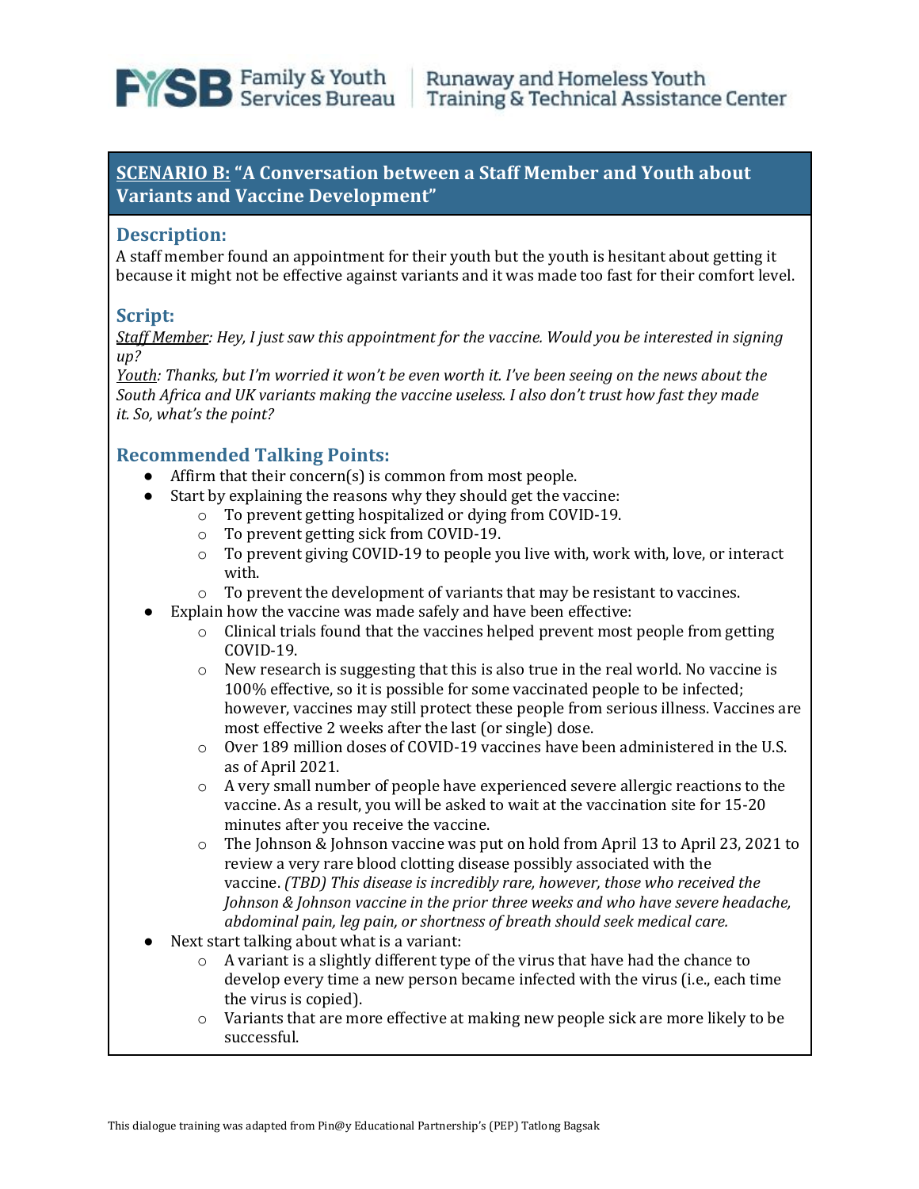## SCENARIO B: "A Conversation between a Staff Member and Youth about Variants and Vaccine Development"

### Description:

A staff member found an appointment for their youth but the youth is hesitant about getting it because it might not be effective against variants and it was made too fast for their comfort level.

### Script:

*Staff Member: Hey, I just saw this appointment for the vaccine. Would you be interested in signing up?*

*Youth: Thanks, but I'm worried it won't be even worth it. I've been seeing on the news about the South Africa and UK variants making the vaccine useless. I also don't trust how fast they made it. So, what's the point?*

### Recommended Talking Points:

- Affirm that their concern(s) is common from most people.
- Start by explaining the reasons why they should get the vaccine:
  - To prevent getting hospitalized or dying from COVID-19.
  - To prevent getting sick from COVID-19.
  - To prevent giving COVID-19 to people you live with, work with, love, or interact with.
  - To prevent the development of variants that may be resistant to vaccines.
- Explain how the vaccine was made safely and have been effective:
  - Clinical trials found that the vaccines helped prevent most people from getting COVID-19.
  - New research is suggesting that this is also true in the real world. No vaccine is 100% effective, so it is possible for some vaccinated people to be infected; however, vaccines may still protect these people from serious illness. Vaccines are most effective 2 weeks after the last (or single) dose.
  - Over 189 million doses of COVID-19 vaccines have been administered in the U.S. as of April 2021.
  - A very small number of people have experienced severe allergic reactions to the vaccine. As a result, you will be asked to wait at the vaccination site for 15-20 minutes after you receive the vaccine.
  - The Johnson & Johnson vaccine was put on hold from April 13 to April 23, 2021 to review a very rare blood clotting disease possibly associated with the vaccine. *(TBD) This disease is incredibly rare, however, those who received the Johnson & Johnson vaccine in the prior three weeks and who have severe headache, abdominal pain, leg pain, or shortness of breath should seek medical care.*
- Next start talking about what is a variant:
  - A variant is a slightly different type of the virus that have had the chance to develop every time a new person became infected with the virus (i.e., each time the virus is copied).
  - Variants that are more effective at making new people sick are more likely to be successful.

This dialogue training was adapted from Pin@y Educational Partnership's (PEP) Tatlong Bagsak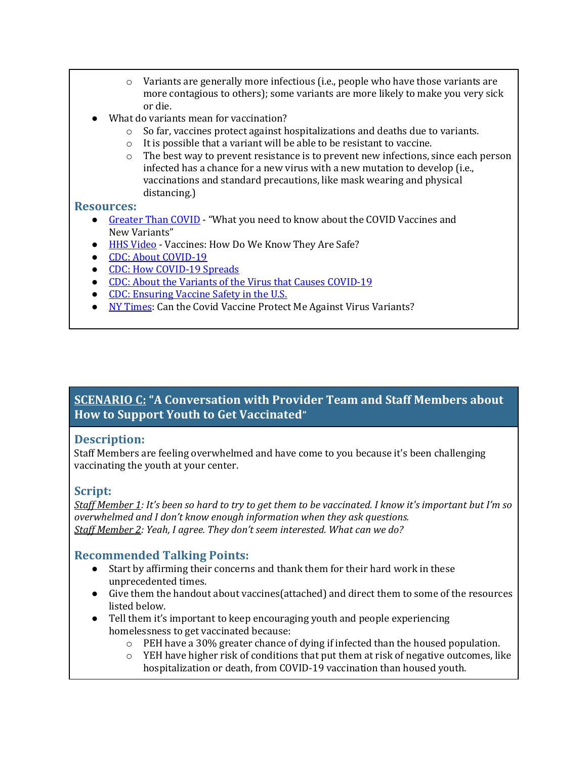- Variants are generally more infectious (i.e., people who have those variants are more contagious to others); some variants are more likely to make you very sick or die.
- What do variants mean for vaccination?
    - So far, vaccines protect against hospitalizations and deaths due to variants.
    - It is possible that a variant will be able to be resistant to vaccine.
    - The best way to prevent resistance is to prevent new infections, since each person infected has a chance for a new virus with a new mutation to develop (i.e., vaccinations and standard precautions, like mask wearing and physical distancing.)

### Resources:

- Greater Than COVID - "What you need to know about the COVID Vaccines and New Variants"
- HHS Video - Vaccines: How Do We Know They Are Safe?
- CDC: About COVID-19
- CDC: How COVID-19 Spreads
- CDC: About the Variants of the Virus that Causes COVID-19
- CDC: Ensuring Vaccine Safety in the U.S.
- NY Times: Can the Covid Vaccine Protect Me Against Virus Variants?

## SCENARIO C: "A Conversation with Provider Team and Staff Members about How to Support Youth to Get Vaccinated"

### Description:

Staff Members are feeling overwhelmed and have come to you because it's been challenging vaccinating the youth at your center.

### Script:

*Staff Member 1: It's been so hard to try to get them to be vaccinated. I know it's important but I'm so overwhelmed and I don't know enough information when they ask questions.*
*Staff Member 2: Yeah, I agree. They don't seem interested. What can we do?*

### Recommended Talking Points:

- Start by affirming their concerns and thank them for their hard work in these unprecedented times.
- Give them the handout about vaccines(attached) and direct them to some of the resources listed below.
- Tell them it's important to keep encouraging youth and people experiencing homelessness to get vaccinated because:
    - PEH have a 30% greater chance of dying if infected than the housed population.
    - YEH have higher risk of conditions that put them at risk of negative outcomes, like hospitalization or death, from COVID-19 vaccination than housed youth.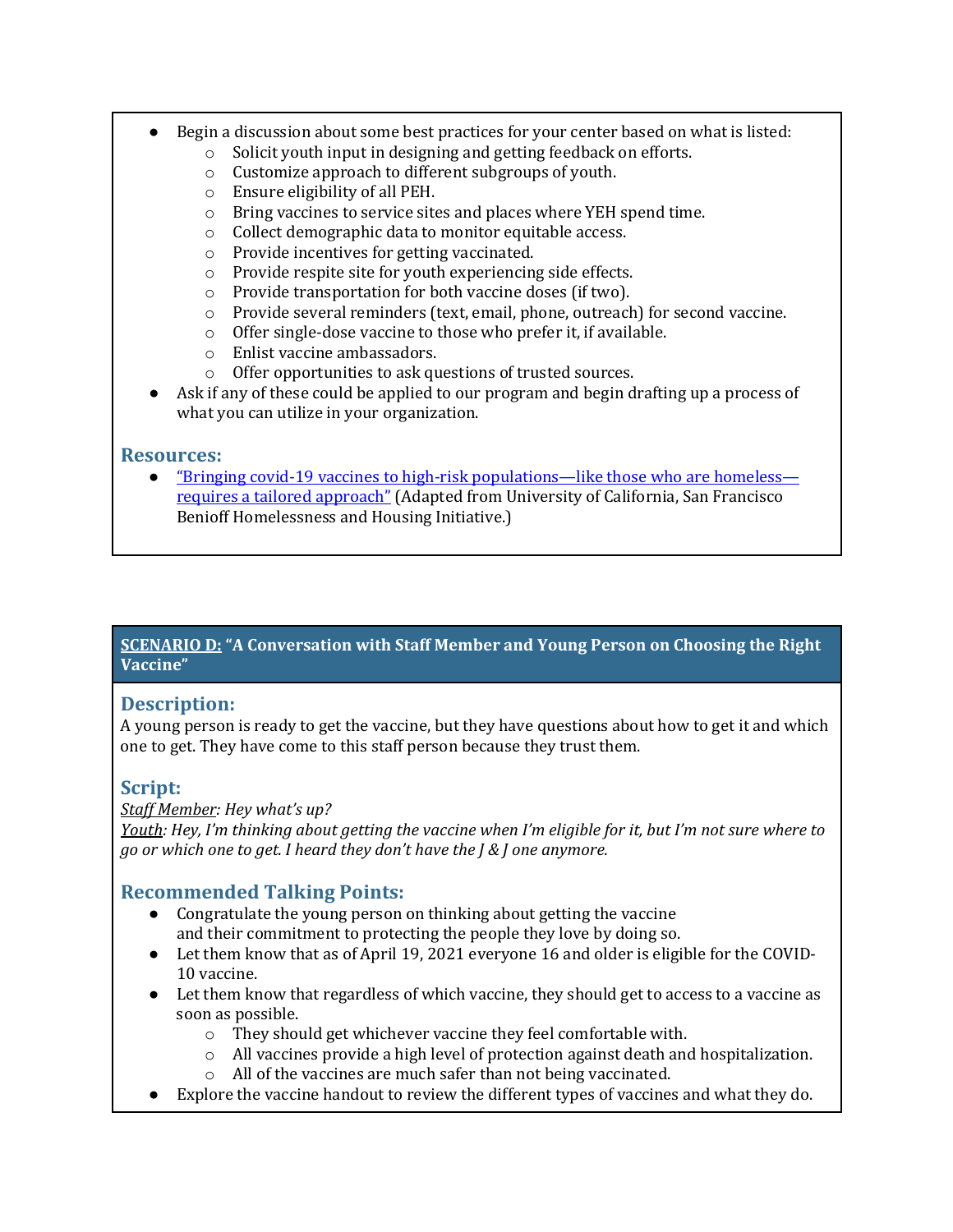- Begin a discussion about some best practices for your center based on what is listed:
  - Solicit youth input in designing and getting feedback on efforts.
  - Customize approach to different subgroups of youth.
  - Ensure eligibility of all PEH.
  - Bring vaccines to service sites and places where YEH spend time.
  - Collect demographic data to monitor equitable access.
  - Provide incentives for getting vaccinated.
  - Provide respite site for youth experiencing side effects.
  - Provide transportation for both vaccine doses (if two).
  - Provide several reminders (text, email, phone, outreach) for second vaccine.
  - Offer single-dose vaccine to those who prefer it, if available.
  - Enlist vaccine ambassadors.
  - Offer opportunities to ask questions of trusted sources.
- Ask if any of these could be applied to our program and begin drafting up a process of what you can utilize in your organization.

## Resources:

- "Bringing covid-19 vaccines to high-risk populations—like those who are homeless—requires a tailored approach" (Adapted from University of California, San Francisco Benioff Homelessness and Housing Initiative.)

## SCENARIO D: "A Conversation with Staff Member and Young Person on Choosing the Right Vaccine"

### Description:

A young person is ready to get the vaccine, but they have questions about how to get it and which one to get. They have come to this staff person because they trust them.

### Script:

*Staff Member: Hey what's up?*

*Youth: Hey, I'm thinking about getting the vaccine when I'm eligible for it, but I'm not sure where to go or which one to get. I heard they don't have the J & J one anymore.*

### Recommended Talking Points:

- Congratulate the young person on thinking about getting the vaccine and their commitment to protecting the people they love by doing so.
- Let them know that as of April 19, 2021 everyone 16 and older is eligible for the COVID-10 vaccine.
- Let them know that regardless of which vaccine, they should get to access to a vaccine as soon as possible.
  - They should get whichever vaccine they feel comfortable with.
  - All vaccines provide a high level of protection against death and hospitalization.
  - All of the vaccines are much safer than not being vaccinated.
- Explore the vaccine handout to review the different types of vaccines and what they do.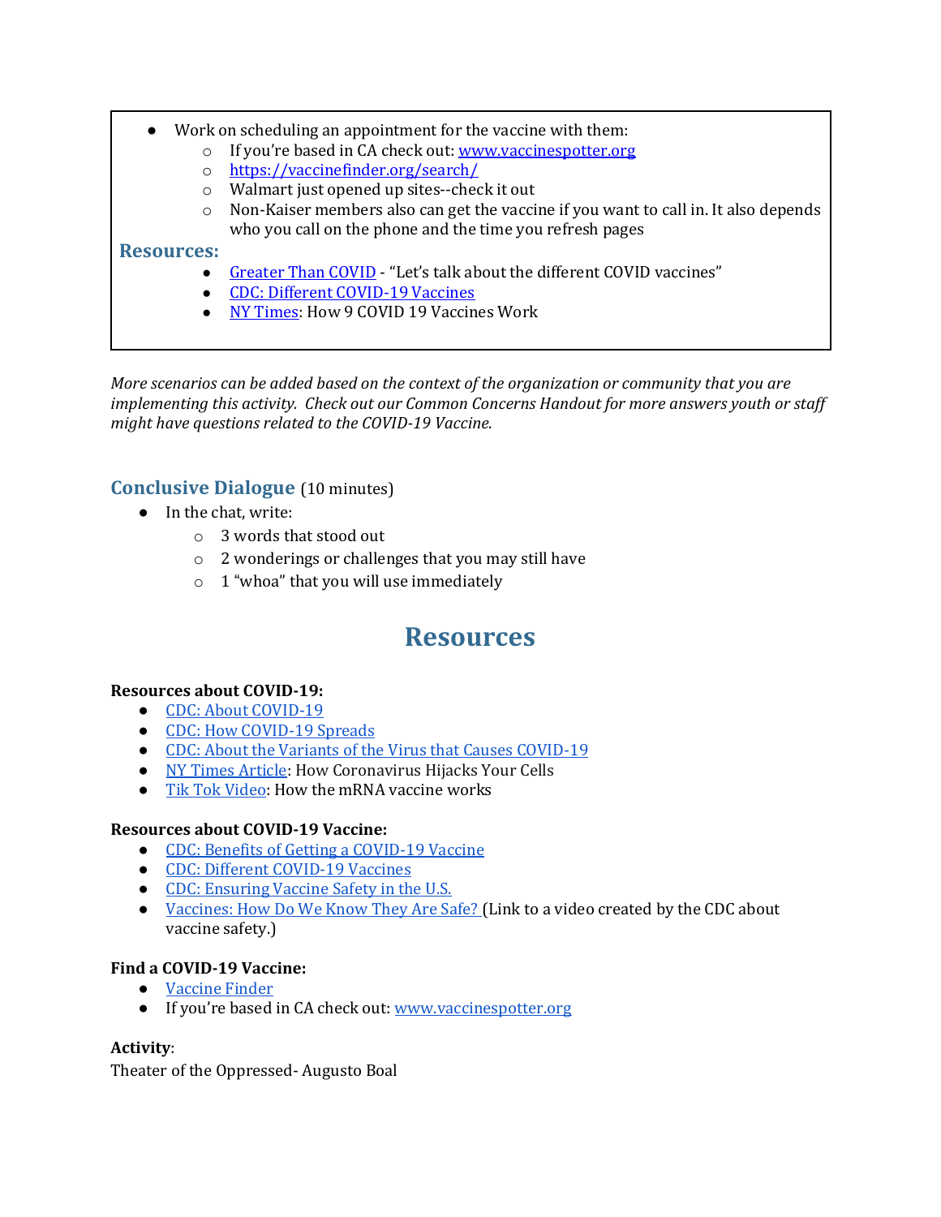- Work on scheduling an appointment for the vaccine with them:
  - If you're based in CA check out: www.vaccinespotter.org
  - https://vaccinefinder.org/search/
  - Walmart just opened up sites--check it out
  - Non-Kaiser members also can get the vaccine if you want to call in. It also depends who you call on the phone and the time you refresh pages

### Resources:

- Greater Than COVID - "Let's talk about the different COVID vaccines"
- CDC: Different COVID-19 Vaccines
- NY Times: How 9 COVID 19 Vaccines Work

*More scenarios can be added based on the context of the organization or community that you are implementing this activity. Check out our Common Concerns Handout for more answers youth or staff might have questions related to the COVID-19 Vaccine.*

## Conclusive Dialogue (10 minutes)

- In the chat, write:
  - 3 words that stood out
  - 2 wonderings or challenges that you may still have
  - 1 "whoa" that you will use immediately

# Resources

**Resources about COVID-19:**

- CDC: About COVID-19
- CDC: How COVID-19 Spreads
- CDC: About the Variants of the Virus that Causes COVID-19
- NY Times Article: How Coronavirus Hijacks Your Cells
- Tik Tok Video: How the mRNA vaccine works

**Resources about COVID-19 Vaccine:**

- CDC: Benefits of Getting a COVID-19 Vaccine
- CDC: Different COVID-19 Vaccines
- CDC: Ensuring Vaccine Safety in the U.S.
- Vaccines: How Do We Know They Are Safe? (Link to a video created by the CDC about vaccine safety.)

**Find a COVID-19 Vaccine:**

- Vaccine Finder
- If you're based in CA check out: www.vaccinespotter.org

**Activity**:

Theater of the Oppressed- Augusto Boal